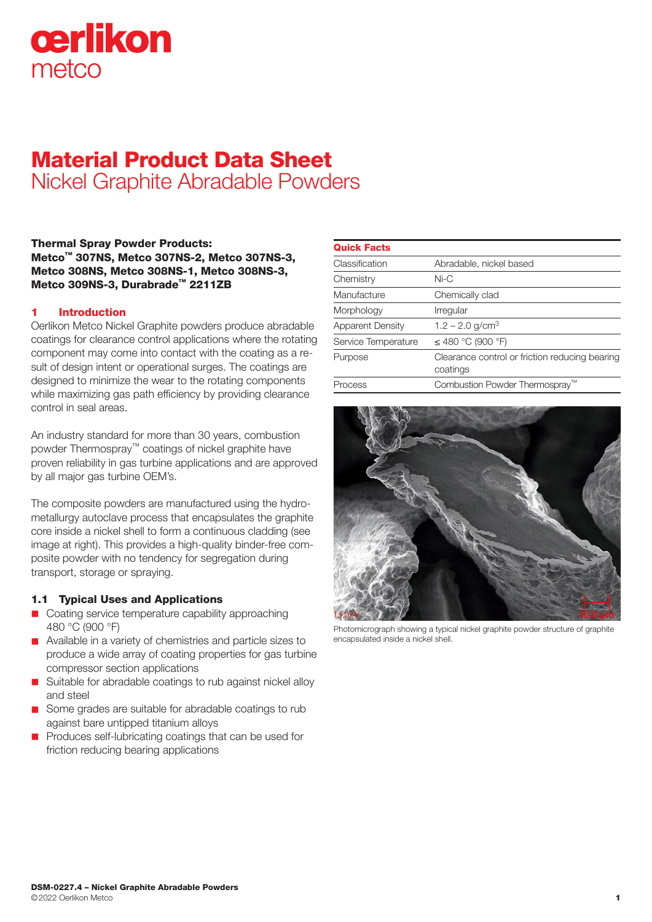# Material Product Data Sheet
## Nickel Graphite Abradable Powders

**Thermal Spray Powder Products:**
**Metco™ 307NS, Metco 307NS-2, Metco 307NS-3, Metco 308NS, Metco 308NS-1, Metco 308NS-3, Metco 309NS-3, Durabrade™ 2211ZB**

| Quick Facts | |
|---|---|
| Classification | Abradable, nickel based |
| Chemistry | Ni-C |
| Manufacture | Chemically clad |
| Morphology | Irregular |
| Apparent Density | 1.2 – 2.0 g/cm³ |
| Service Temperature | ≤ 480 °C (900 °F) |
| Purpose | Clearance control or friction reducing bearing coatings |
| Process | Combustion Powder Thermospray™ |

Photomicrograph showing a typical nickel graphite powder structure of graphite encapsulated inside a nickel shell.

### 1 Introduction

Oerlikon Metco Nickel Graphite powders produce abradable coatings for clearance control applications where the rotating component may come into contact with the coating as a result of design intent or operational surges. The coatings are designed to minimize the wear to the rotating components while maximizing gas path efficiency by providing clearance control in seal areas.

An industry standard for more than 30 years, combustion powder Thermospray™ coatings of nickel graphite have proven reliability in gas turbine applications and are approved by all major gas turbine OEM's.

The composite powders are manufactured using the hydrometallurgy autoclave process that encapsulates the graphite core inside a nickel shell to form a continuous cladding (see image at right). This provides a high-quality binder-free composite powder with no tendency for segregation during transport, storage or spraying.

### 1.1 Typical Uses and Applications

- Coating service temperature capability approaching 480 °C (900 °F)
- Available in a variety of chemistries and particle sizes to produce a wide array of coating properties for gas turbine compressor section applications
- Suitable for abradable coatings to rub against nickel alloy and steel
- Some grades are suitable for abradable coatings to rub against bare untipped titanium alloys
- Produces self-lubricating coatings that can be used for friction reducing bearing applications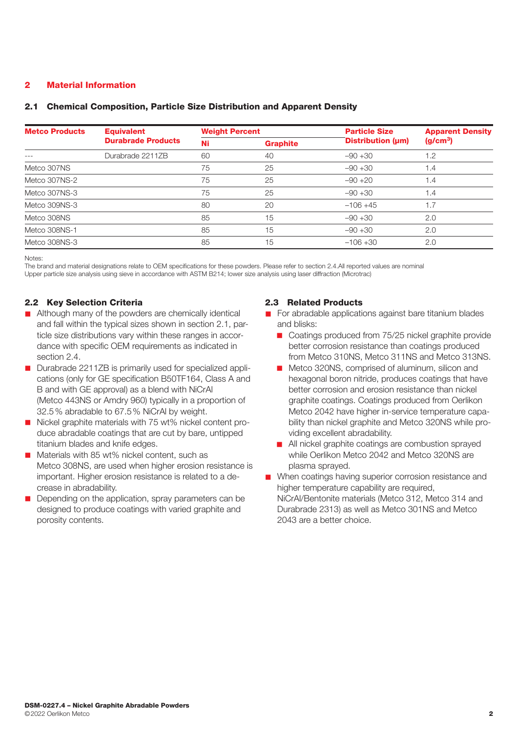## 2 Material Information

### 2.1 Chemical Composition, Particle Size Distribution and Apparent Density

| Metco Products | Equivalent Durabrade Products | Weight Percent | | Particle Size Distribution (µm) | Apparent Density (g/cm$^3$) |
|---|---|---|---|---|---|
| | | Ni | Graphite | | |
| --- | Durabrade 2211ZB | 60 | 40 | −90 +30 | 1.2 |
| Metco 307NS | | 75 | 25 | −90 +30 | 1.4 |
| Metco 307NS-2 | | 75 | 25 | −90 +20 | 1.4 |
| Metco 307NS-3 | | 75 | 25 | −90 +30 | 1.4 |
| Metco 309NS-3 | | 80 | 20 | −106 +45 | 1.7 |
| Metco 308NS | | 85 | 15 | −90 +30 | 2.0 |
| Metco 308NS-1 | | 85 | 15 | −90 +30 | 2.0 |
| Metco 308NS-3 | | 85 | 15 | −106 +30 | 2.0 |

Notes:
The brand and material designations relate to OEM specifications for these powders. Please refer to section 2.4.All reported values are nominal
Upper particle size analysis using sieve in accordance with ASTM B214; lower size analysis using laser diffraction (Microtrac)

### 2.2 Key Selection Criteria

- Although many of the powders are chemically identical and fall within the typical sizes shown in section 2.1, particle size distributions vary within these ranges in accordance with specific OEM requirements as indicated in section 2.4.
- Durabrade 2211ZB is primarily used for specialized applications (only for GE specification B50TF164, Class A and B and with GE approval) as a blend with NiCrAl (Metco 443NS or Amdry 960) typically in a proportion of 32.5 % abradable to 67.5 % NiCrAl by weight.
- Nickel graphite materials with 75 wt% nickel content produce abradable coatings that are cut by bare, untipped titanium blades and knife edges.
- Materials with 85 wt% nickel content, such as Metco 308NS, are used when higher erosion resistance is important. Higher erosion resistance is related to a decrease in abradability.
- Depending on the application, spray parameters can be designed to produce coatings with varied graphite and porosity contents.

### 2.3 Related Products

- For abradable applications against bare titanium blades and blisks:
  - Coatings produced from 75/25 nickel graphite provide better corrosion resistance than coatings produced from Metco 310NS, Metco 311NS and Metco 313NS.
  - Metco 320NS, comprised of aluminum, silicon and hexagonal boron nitride, produces coatings that have better corrosion and erosion resistance than nickel graphite coatings. Coatings produced from Oerlikon Metco 2042 have higher in-service temperature capability than nickel graphite and Metco 320NS while providing excellent abradability.
  - All nickel graphite coatings are combustion sprayed while Oerlikon Metco 2042 and Metco 320NS are plasma sprayed.
- When coatings having superior corrosion resistance and higher temperature capability are required, NiCrAl/Bentonite materials (Metco 312, Metco 314 and Durabrade 2313) as well as Metco 301NS and Metco 2043 are a better choice.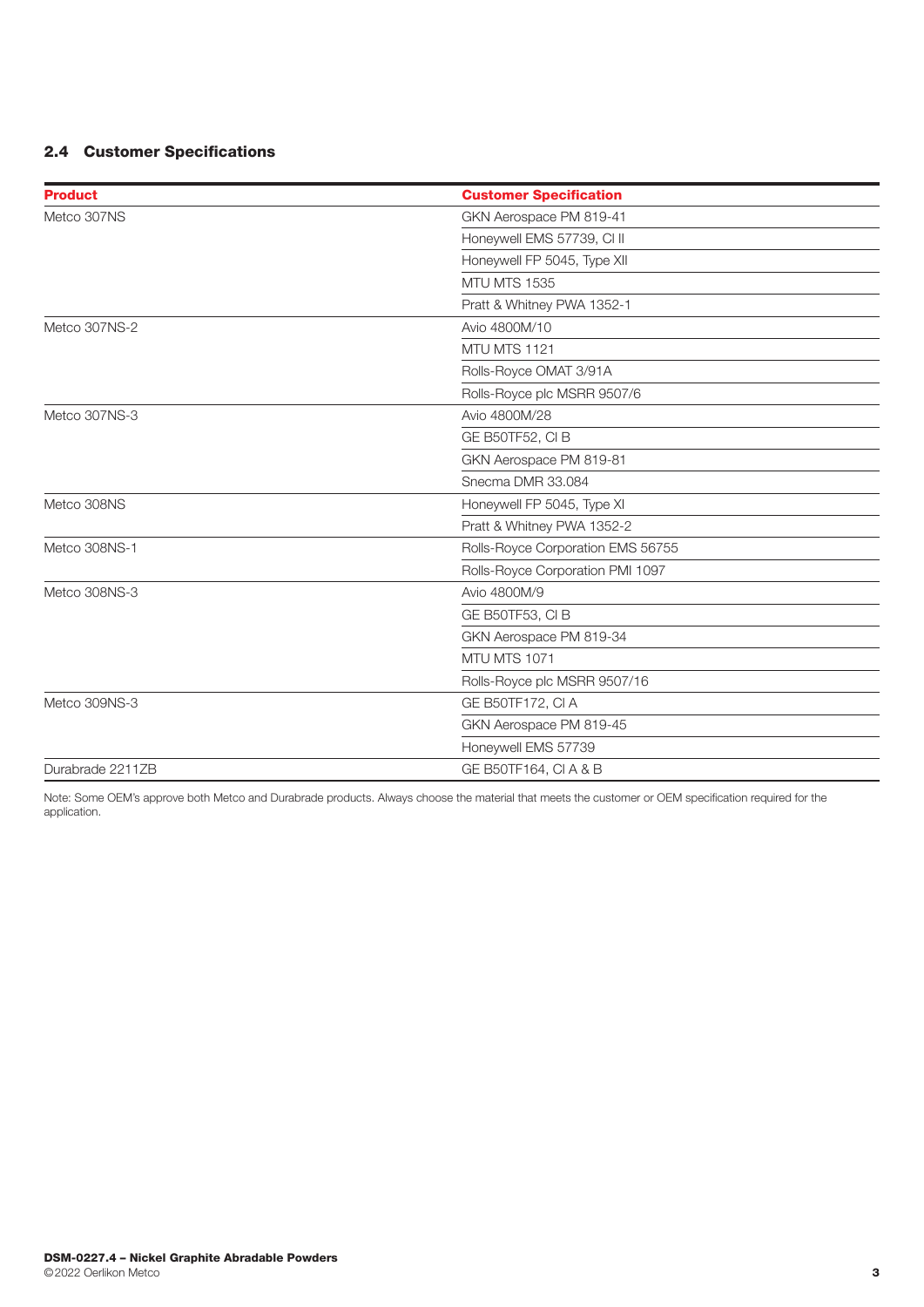## 2.4 Customer Specifications

| Product | Customer Specification |
| --- | --- |
| Metco 307NS | GKN Aerospace PM 819-41 |
| | Honeywell EMS 57739, Cl II |
| | Honeywell FP 5045, Type XII |
| | MTU MTS 1535 |
| | Pratt & Whitney PWA 1352-1 |
| Metco 307NS-2 | Avio 4800M/10 |
| | MTU MTS 1121 |
| | Rolls-Royce OMAT 3/91A |
| | Rolls-Royce plc MSRR 9507/6 |
| Metco 307NS-3 | Avio 4800M/28 |
| | GE B50TF52, Cl B |
| | GKN Aerospace PM 819-81 |
| | Snecma DMR 33.084 |
| Metco 308NS | Honeywell FP 5045, Type XI |
| | Pratt & Whitney PWA 1352-2 |
| Metco 308NS-1 | Rolls-Royce Corporation EMS 56755 |
| | Rolls-Royce Corporation PMI 1097 |
| Metco 308NS-3 | Avio 4800M/9 |
| | GE B50TF53, Cl B |
| | GKN Aerospace PM 819-34 |
| | MTU MTS 1071 |
| | Rolls-Royce plc MSRR 9507/16 |
| Metco 309NS-3 | GE B50TF172, Cl A |
| | GKN Aerospace PM 819-45 |
| | Honeywell EMS 57739 |
| Durabrade 2211ZB | GE B50TF164, Cl A & B |

Note: Some OEM's approve both Metco and Durabrade products. Always choose the material that meets the customer or OEM specification required for the application.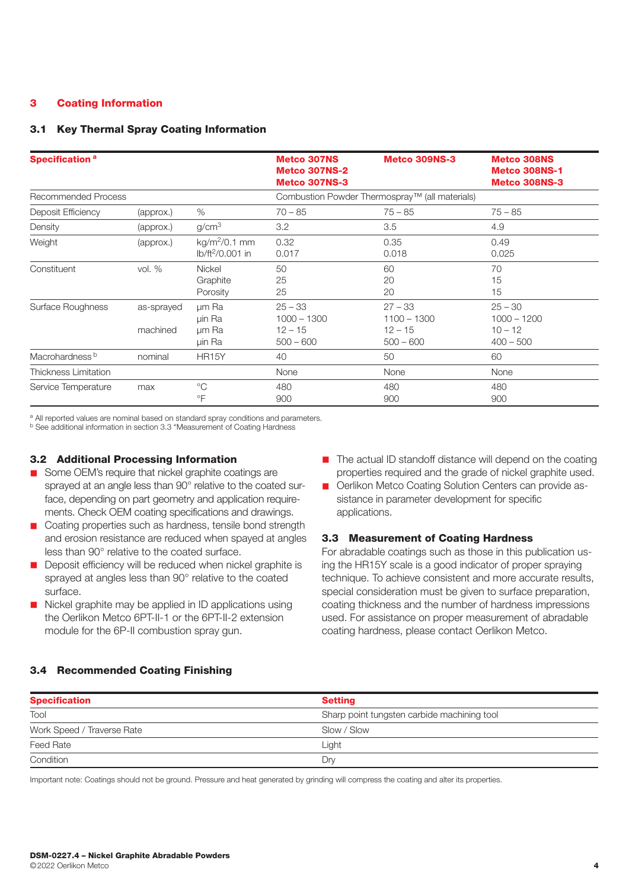## 3 Coating Information

### 3.1 Key Thermal Spray Coating Information

| Specification [a] | | | Metco 307NS<br>Metco 307NS-2<br>Metco 307NS-3 | Metco 309NS-3 | Metco 308NS<br>Metco 308NS-1<br>Metco 308NS-3 |
|---|---|---|---|---|---|
| Recommended Process | | | Combustion Powder Thermospray™ (all materials) | | |
| Deposit Efficiency | (approx.) | % | 70 – 85 | 75 – 85 | 75 – 85 |
| Density | (approx.) | g/cm$^3$ | 3.2 | 3.5 | 4.9 |
| Weight | (approx.) | kg/m$^2$/0.1 mm<br>lb/ft$^2$/0.001 in | 0.32<br>0.017 | 0.35<br>0.018 | 0.49<br>0.025 |
| Constituent | vol. % | Nickel<br>Graphite<br>Porosity | 50<br>25<br>25 | 60<br>20<br>20 | 70<br>15<br>15 |
| Surface Roughness | as-sprayed<br><br>machined | µm Ra<br>µin Ra<br>µm Ra<br>µin Ra | 25 – 33<br>1000 – 1300<br>12 – 15<br>500 – 600 | 27 – 33<br>1100 – 1300<br>12 – 15<br>500 – 600 | 25 – 30<br>1000 – 1200<br>10 – 12<br>400 – 500 |
| Macrohardness [b] | nominal | HR15Y | 40 | 50 | 60 |
| Thickness Limitation | | | None | None | None |
| Service Temperature | max | °C<br>°F | 480<br>900 | 480<br>900 | 480<br>900 |

[a] All reported values are nominal based on standard spray conditions and parameters.
[b] See additional information in section 3.3 "Measurement of Coating Hardness

### 3.2 Additional Processing Information

- Some OEM's require that nickel graphite coatings are sprayed at an angle less than 90° relative to the coated surface, depending on part geometry and application requirements. Check OEM coating specifications and drawings.
- Coating properties such as hardness, tensile bond strength and erosion resistance are reduced when spayed at angles less than 90° relative to the coated surface.
- Deposit efficiency will be reduced when nickel graphite is sprayed at angles less than 90° relative to the coated surface.
- Nickel graphite may be applied in ID applications using the Oerlikon Metco 6PT-II-1 or the 6PT-II-2 extension module for the 6P-II combustion spray gun.
- The actual ID standoff distance will depend on the coating properties required and the grade of nickel graphite used.
- Oerlikon Metco Coating Solution Centers can provide assistance in parameter development for specific applications.

### 3.3 Measurement of Coating Hardness

For abradable coatings such as those in this publication using the HR15Y scale is a good indicator of proper spraying technique. To achieve consistent and more accurate results, special consideration must be given to surface preparation, coating thickness and the number of hardness impressions used. For assistance on proper measurement of abradable coating hardness, please contact Oerlikon Metco.

### 3.4 Recommended Coating Finishing

| Specification | Setting |
|---|---|
| Tool | Sharp point tungsten carbide machining tool |
| Work Speed / Traverse Rate | Slow / Slow |
| Feed Rate | Light |
| Condition | Dry |

Important note: Coatings should not be ground. Pressure and heat generated by grinding will compress the coating and alter its properties.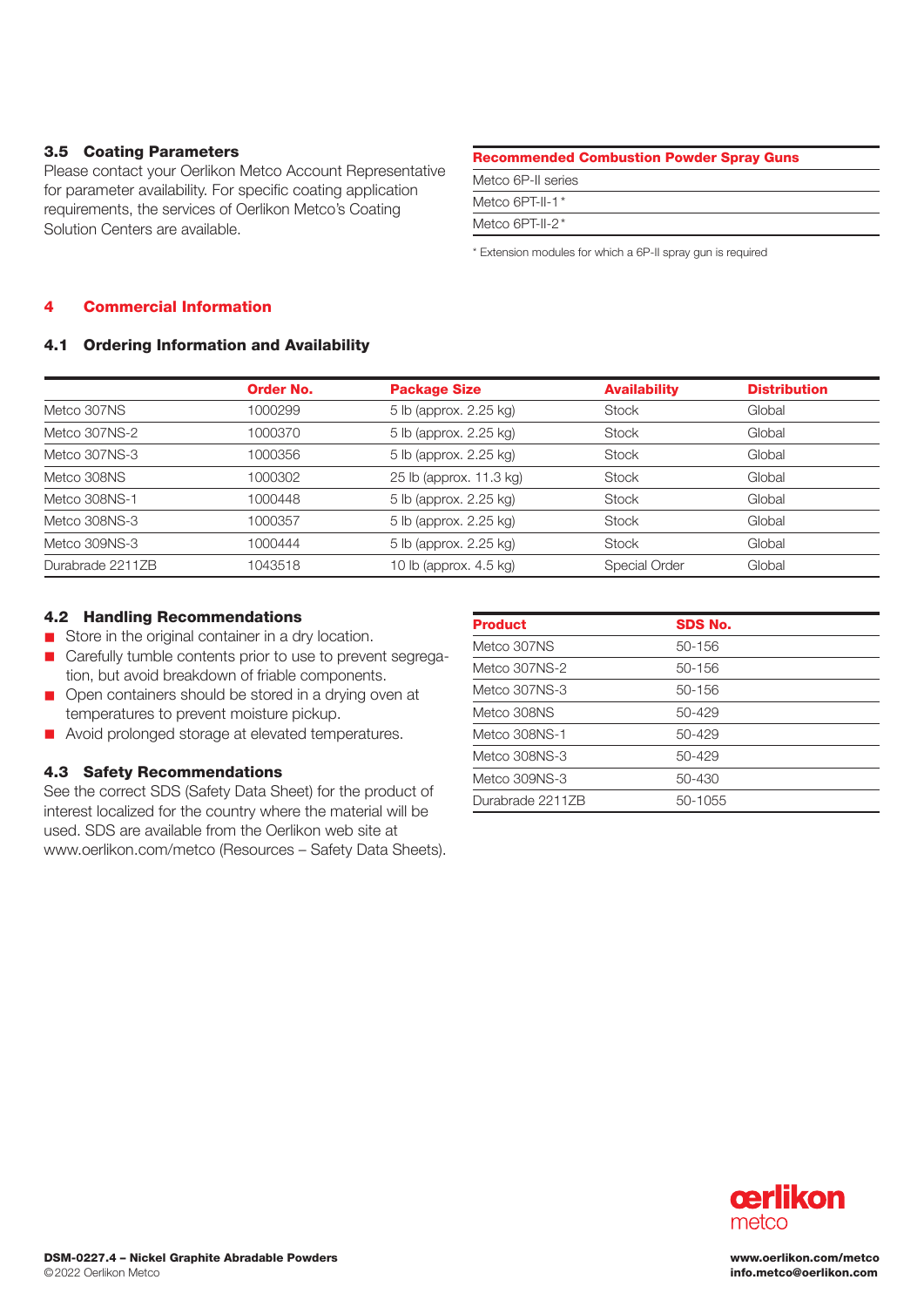### 3.5 Coating Parameters

Please contact your Oerlikon Metco Account Representative for parameter availability. For specific coating application requirements, the services of Oerlikon Metco's Coating Solution Centers are available.

| Recommended Combustion Powder Spray Guns |
|---|
| Metco 6P-II series |
| Metco 6PT-II-1 * |
| Metco 6PT-II-2 * |

* Extension modules for which a 6P-II spray gun is required

## 4 Commercial Information

### 4.1 Ordering Information and Availability

| | Order No. | Package Size | Availability | Distribution |
|---|---|---|---|---|
| Metco 307NS | 1000299 | 5 lb (approx. 2.25 kg) | Stock | Global |
| Metco 307NS-2 | 1000370 | 5 lb (approx. 2.25 kg) | Stock | Global |
| Metco 307NS-3 | 1000356 | 5 lb (approx. 2.25 kg) | Stock | Global |
| Metco 308NS | 1000302 | 25 lb (approx. 11.3 kg) | Stock | Global |
| Metco 308NS-1 | 1000448 | 5 lb (approx. 2.25 kg) | Stock | Global |
| Metco 308NS-3 | 1000357 | 5 lb (approx. 2.25 kg) | Stock | Global |
| Metco 309NS-3 | 1000444 | 5 lb (approx. 2.25 kg) | Stock | Global |
| Durabrade 2211ZB | 1043518 | 10 lb (approx. 4.5 kg) | Special Order | Global |

### 4.2 Handling Recommendations

- Store in the original container in a dry location.
- Carefully tumble contents prior to use to prevent segregation, but avoid breakdown of friable components.
- Open containers should be stored in a drying oven at temperatures to prevent moisture pickup.
- Avoid prolonged storage at elevated temperatures.

### 4.3 Safety Recommendations

See the correct SDS (Safety Data Sheet) for the product of interest localized for the country where the material will be used. SDS are available from the Oerlikon web site at www.oerlikon.com/metco (Resources – Safety Data Sheets).

| Product | SDS No. |
|---|---|
| Metco 307NS | 50-156 |
| Metco 307NS-2 | 50-156 |
| Metco 307NS-3 | 50-156 |
| Metco 308NS | 50-429 |
| Metco 308NS-1 | 50-429 |
| Metco 308NS-3 | 50-429 |
| Metco 309NS-3 | 50-430 |
| Durabrade 2211ZB | 50-1055 |

oerlikon metco

**DSM-0227.4 – Nickel Graphite Abradable Powders**
©2022 Oerlikon Metco

**www.oerlikon.com/metco**
**info.metco@oerlikon.com**